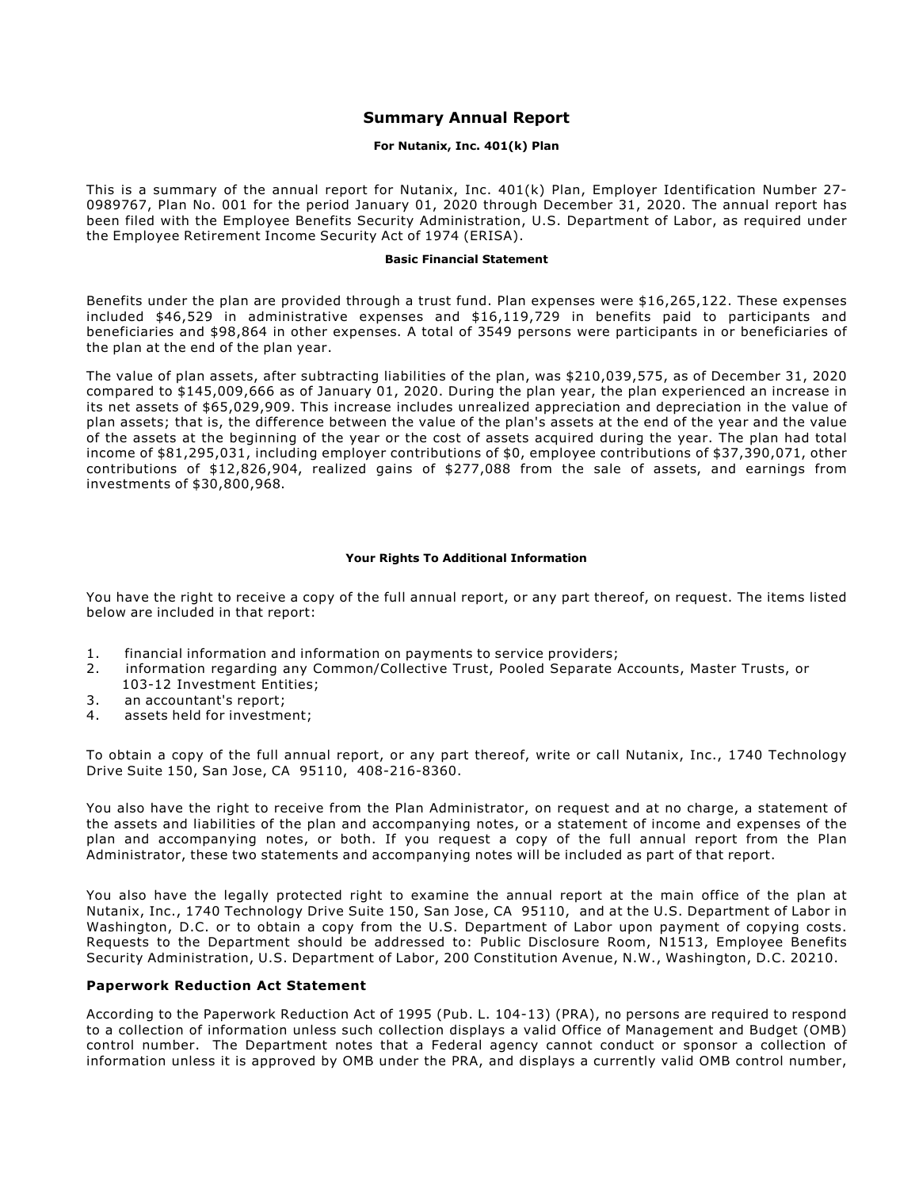# Summary Annual Report

**For Nutanix, Inc. 401(k) Plan**

This is a summary of the annual report for Nutanix, Inc. 401(k) Plan, Employer Identification Number 27-0989767, Plan No. 001 for the period January 01, 2020 through December 31, 2020. The annual report has been filed with the Employee Benefits Security Administration, U.S. Department of Labor, as required under the Employee Retirement Income Security Act of 1974 (ERISA).

**Basic Financial Statement**

Benefits under the plan are provided through a trust fund. Plan expenses were $16,265,122. These expenses included $46,529 in administrative expenses and $16,119,729 in benefits paid to participants and beneficiaries and $98,864 in other expenses. A total of 3549 persons were participants in or beneficiaries of the plan at the end of the plan year.

The value of plan assets, after subtracting liabilities of the plan, was $210,039,575, as of December 31, 2020 compared to $145,009,666 as of January 01, 2020. During the plan year, the plan experienced an increase in its net assets of $65,029,909. This increase includes unrealized appreciation and depreciation in the value of plan assets; that is, the difference between the value of the plan's assets at the end of the year and the value of the assets at the beginning of the year or the cost of assets acquired during the year. The plan had total income of $81,295,031, including employer contributions of $0, employee contributions of $37,390,071, other contributions of $12,826,904, realized gains of $277,088 from the sale of assets, and earnings from investments of $30,800,968.

**Your Rights To Additional Information**

You have the right to receive a copy of the full annual report, or any part thereof, on request. The items listed below are included in that report:

1. financial information and information on payments to service providers;
2. information regarding any Common/Collective Trust, Pooled Separate Accounts, Master Trusts, or 103-12 Investment Entities;
3. an accountant's report;
4. assets held for investment;

To obtain a copy of the full annual report, or any part thereof, write or call Nutanix, Inc., 1740 Technology Drive Suite 150, San Jose, CA 95110, 408-216-8360.

You also have the right to receive from the Plan Administrator, on request and at no charge, a statement of the assets and liabilities of the plan and accompanying notes, or a statement of income and expenses of the plan and accompanying notes, or both. If you request a copy of the full annual report from the Plan Administrator, these two statements and accompanying notes will be included as part of that report.

You also have the legally protected right to examine the annual report at the main office of the plan at Nutanix, Inc., 1740 Technology Drive Suite 150, San Jose, CA 95110, and at the U.S. Department of Labor in Washington, D.C. or to obtain a copy from the U.S. Department of Labor upon payment of copying costs. Requests to the Department should be addressed to: Public Disclosure Room, N1513, Employee Benefits Security Administration, U.S. Department of Labor, 200 Constitution Avenue, N.W., Washington, D.C. 20210.

**Paperwork Reduction Act Statement**

According to the Paperwork Reduction Act of 1995 (Pub. L. 104-13) (PRA), no persons are required to respond to a collection of information unless such collection displays a valid Office of Management and Budget (OMB) control number. The Department notes that a Federal agency cannot conduct or sponsor a collection of information unless it is approved by OMB under the PRA, and displays a currently valid OMB control number,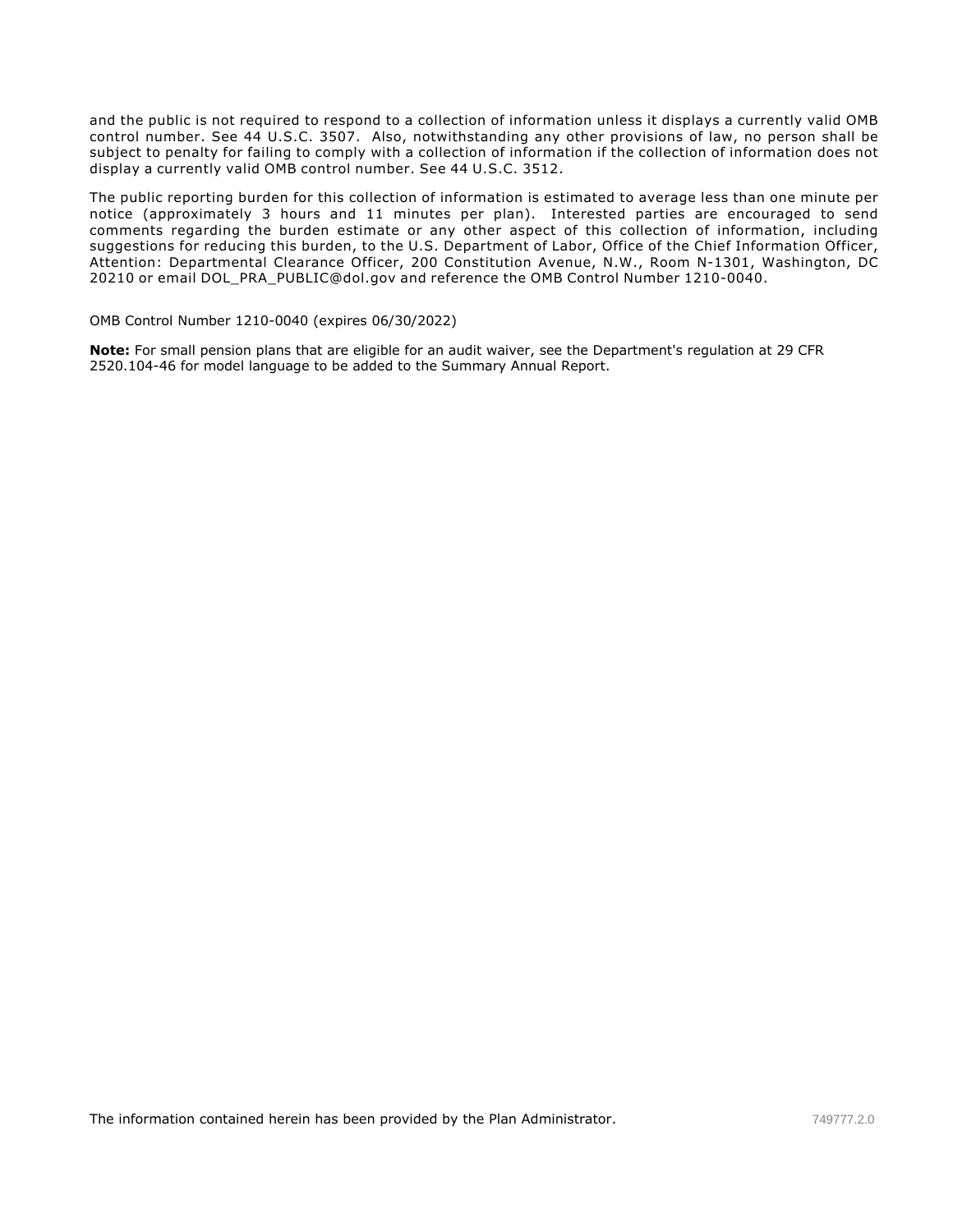and the public is not required to respond to a collection of information unless it displays a currently valid OMB control number. See 44 U.S.C. 3507. Also, notwithstanding any other provisions of law, no person shall be subject to penalty for failing to comply with a collection of information if the collection of information does not display a currently valid OMB control number. See 44 U.S.C. 3512.

The public reporting burden for this collection of information is estimated to average less than one minute per notice (approximately 3 hours and 11 minutes per plan). Interested parties are encouraged to send comments regarding the burden estimate or any other aspect of this collection of information, including suggestions for reducing this burden, to the U.S. Department of Labor, Office of the Chief Information Officer, Attention: Departmental Clearance Officer, 200 Constitution Avenue, N.W., Room N-1301, Washington, DC 20210 or email DOL_PRA_PUBLIC@dol.gov and reference the OMB Control Number 1210-0040.

OMB Control Number 1210-0040 (expires 06/30/2022)

**Note:** For small pension plans that are eligible for an audit waiver, see the Department's regulation at 29 CFR 2520.104-46 for model language to be added to the Summary Annual Report.

The information contained herein has been provided by the Plan Administrator.

749777.2.0